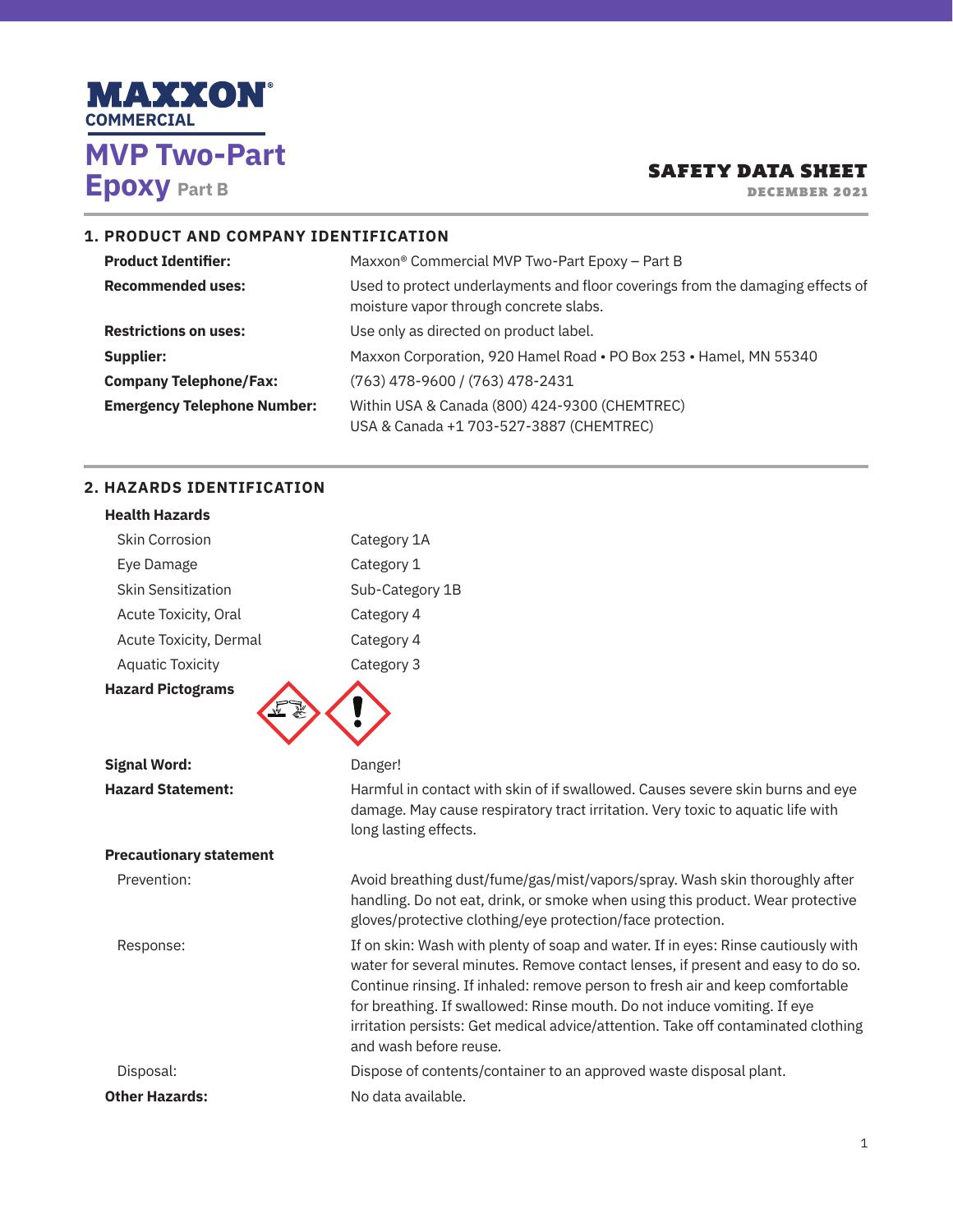# MAXXON® COMMERCIAL

# MVP Two-Part Epoxy Part B

**SAFETY DATA SHEET**
DECEMBER 2021

## 1. PRODUCT AND COMPANY IDENTIFICATION

| | |
|---|---|
| **Product Identifier:** | Maxxon® Commercial MVP Two-Part Epoxy – Part B |
| **Recommended uses:** | Used to protect underlayments and floor coverings from the damaging effects of moisture vapor through concrete slabs. |
| **Restrictions on uses:** | Use only as directed on product label. |
| **Supplier:** | Maxxon Corporation, 920 Hamel Road • PO Box 253 • Hamel, MN 55340 |
| **Company Telephone/Fax:** | (763) 478-9600 / (763) 478-2431 |
| **Emergency Telephone Number:** | Within USA & Canada (800) 424-9300 (CHEMTREC)<br>USA & Canada +1 703-527-3887 (CHEMTREC) |

## 2. HAZARDS IDENTIFICATION

**Health Hazards**

| | |
|---|---|
| Skin Corrosion | Category 1A |
| Eye Damage | Category 1 |
| Skin Sensitization | Sub-Category 1B |
| Acute Toxicity, Oral | Category 4 |
| Acute Toxicity, Dermal | Category 4 |
| Aquatic Toxicity | Category 3 |

**Hazard Pictograms**

**Signal Word:** Danger!

**Hazard Statement:** Harmful in contact with skin of if swallowed. Causes severe skin burns and eye damage. May cause respiratory tract irritation. Very toxic to aquatic life with long lasting effects.

**Precautionary statement**

Prevention: Avoid breathing dust/fume/gas/mist/vapors/spray. Wash skin thoroughly after handling. Do not eat, drink, or smoke when using this product. Wear protective gloves/protective clothing/eye protection/face protection.

Response: If on skin: Wash with plenty of soap and water. If in eyes: Rinse cautiously with water for several minutes. Remove contact lenses, if present and easy to do so. Continue rinsing. If inhaled: remove person to fresh air and keep comfortable for breathing. If swallowed: Rinse mouth. Do not induce vomiting. If eye irritation persists: Get medical advice/attention. Take off contaminated clothing and wash before reuse.

Disposal: Dispose of contents/container to an approved waste disposal plant.

**Other Hazards:** No data available.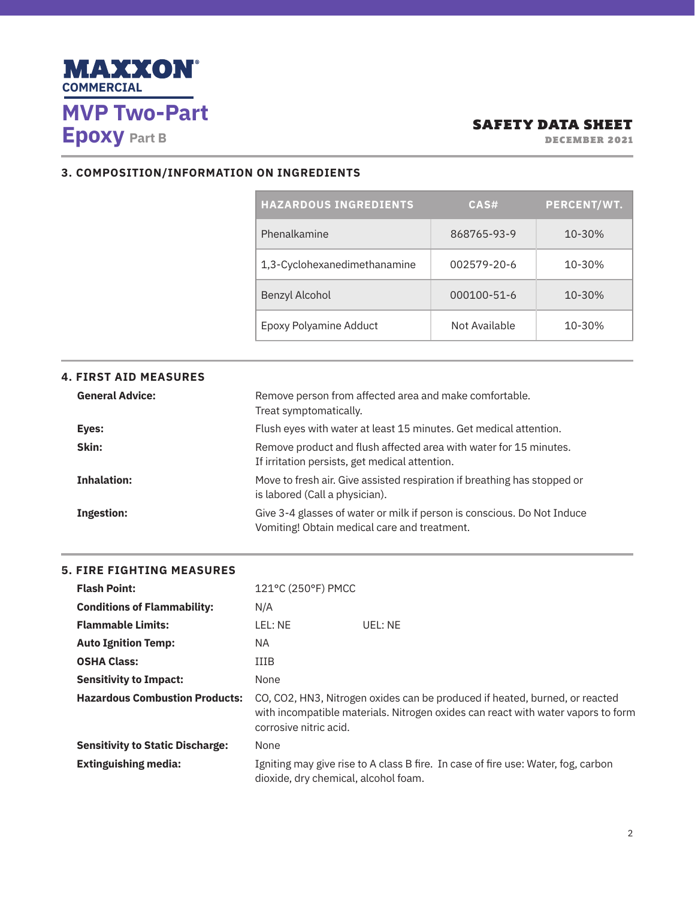# MAXXON COMMERCIAL

## MVP Two-Part Epoxy Part B

**SAFETY DATA SHEET**
DECEMBER 2021

## 3. COMPOSITION/INFORMATION ON INGREDIENTS

| HAZARDOUS INGREDIENTS | CAS# | PERCENT/WT. |
|---|---|---|
| Phenalkamine | 868765-93-9 | 10-30% |
| 1,3-Cyclohexanedimethanamine | 002579-20-6 | 10-30% |
| Benzyl Alcohol | 000100-51-6 | 10-30% |
| Epoxy Polyamine Adduct | Not Available | 10-30% |

## 4. FIRST AID MEASURES

**General Advice:** Remove person from affected area and make comfortable. Treat symptomatically.

**Eyes:** Flush eyes with water at least 15 minutes. Get medical attention.

**Skin:** Remove product and flush affected area with water for 15 minutes. If irritation persists, get medical attention.

**Inhalation:** Move to fresh air. Give assisted respiration if breathing has stopped or is labored (Call a physician).

**Ingestion:** Give 3-4 glasses of water or milk if person is conscious. Do Not Induce Vomiting! Obtain medical care and treatment.

## 5. FIRE FIGHTING MEASURES

**Flash Point:** 121°C (250°F) PMCC

**Conditions of Flammability:** N/A

**Flammable Limits:** LEL: NE UEL: NE

**Auto Ignition Temp:** NA

**OSHA Class:** IIIB

**Sensitivity to Impact:** None

**Hazardous Combustion Products:** CO, CO2, HN3, Nitrogen oxides can be produced if heated, burned, or reacted with incompatible materials. Nitrogen oxides can react with water vapors to form corrosive nitric acid.

**Sensitivity to Static Discharge:** None

**Extinguishing media:** Igniting may give rise to A class B fire. In case of fire use: Water, fog, carbon dioxide, dry chemical, alcohol foam.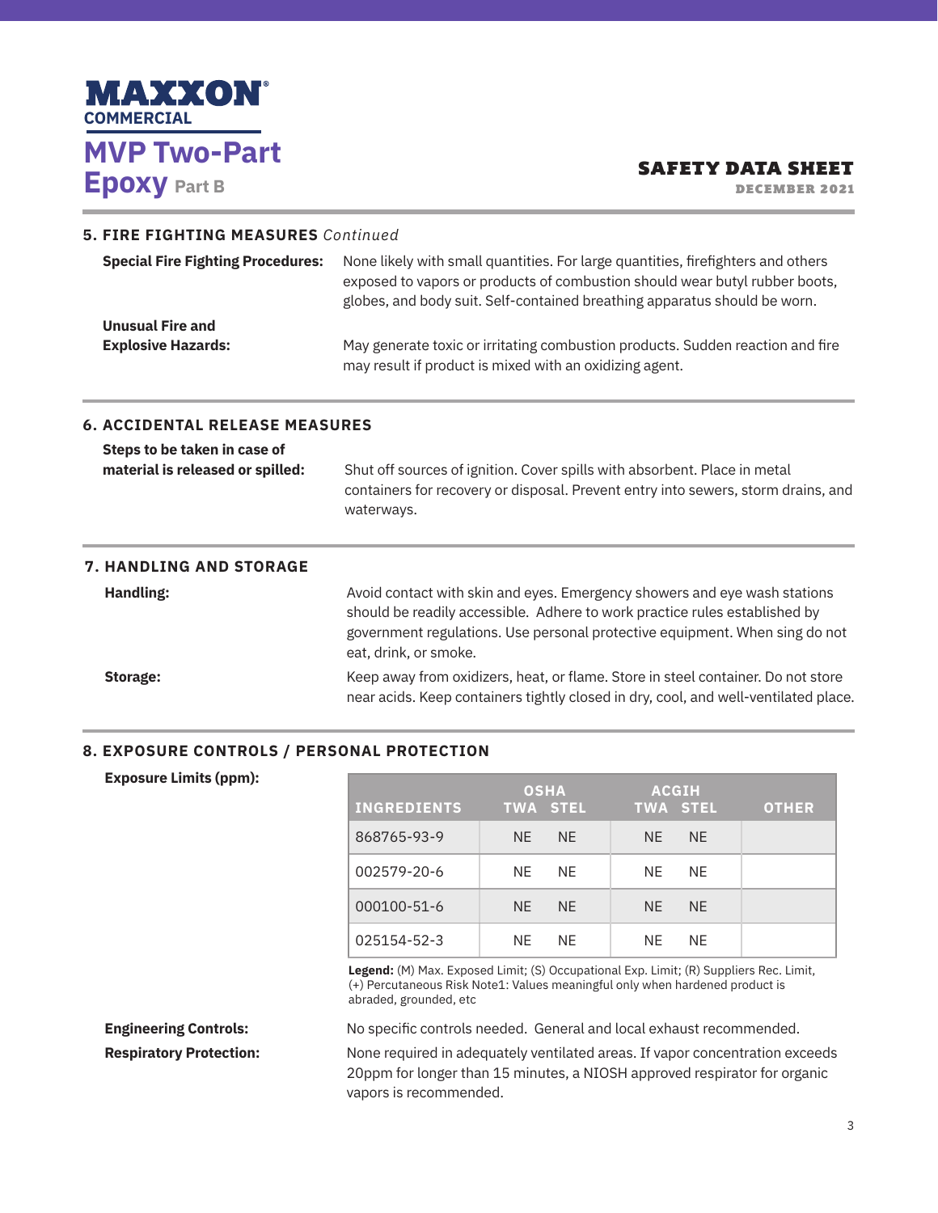# MAXXON COMMERCIAL

## MVP Two-Part Epoxy Part B

**SAFETY DATA SHEET**
DECEMBER 2021

## 5. FIRE FIGHTING MEASURES *Continued*

**Special Fire Fighting Procedures:** None likely with small quantities. For large quantities, firefighters and others exposed to vapors or products of combustion should wear butyl rubber boots, globes, and body suit. Self-contained breathing apparatus should be worn.

**Unusual Fire and Explosive Hazards:** May generate toxic or irritating combustion products. Sudden reaction and fire may result if product is mixed with an oxidizing agent.

## 6. ACCIDENTAL RELEASE MEASURES

**Steps to be taken in case of material is released or spilled:** Shut off sources of ignition. Cover spills with absorbent. Place in metal containers for recovery or disposal. Prevent entry into sewers, storm drains, and waterways.

## 7. HANDLING AND STORAGE

**Handling:** Avoid contact with skin and eyes. Emergency showers and eye wash stations should be readily accessible. Adhere to work practice rules established by government regulations. Use personal protective equipment. When sing do not eat, drink, or smoke.

**Storage:** Keep away from oxidizers, heat, or flame. Store in steel container. Do not store near acids. Keep containers tightly closed in dry, cool, and well-ventilated place.

## 8. EXPOSURE CONTROLS / PERSONAL PROTECTION

**Exposure Limits (ppm):**

| INGREDIENTS | OSHA TWA | OSHA STEL | ACGIH TWA | ACGIH STEL | OTHER |
|---|---|---|---|---|---|
| 868765-93-9 | NE | NE | NE | NE | |
| 002579-20-6 | NE | NE | NE | NE | |
| 000100-51-6 | NE | NE | NE | NE | |
| 025154-52-3 | NE | NE | NE | NE | |

**Legend:** (M) Max. Exposed Limit; (S) Occupational Exp. Limit; (R) Suppliers Rec. Limit, (+) Percutaneous Risk Note1: Values meaningful only when hardened product is abraded, grounded, etc

**Engineering Controls:** No specific controls needed. General and local exhaust recommended.

**Respiratory Protection:** None required in adequately ventilated areas. If vapor concentration exceeds 20ppm for longer than 15 minutes, a NIOSH approved respirator for organic vapors is recommended.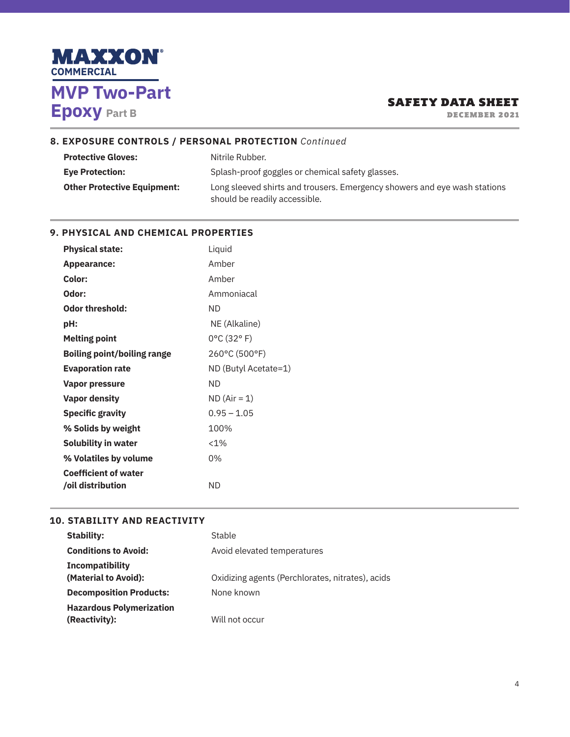# MAXXON® COMMERCIAL

## MVP Two-Part Epoxy Part B

**SAFETY DATA SHEET**
DECEMBER 2021

### 8. EXPOSURE CONTROLS / PERSONAL PROTECTION *Continued*

| | |
|---|---|
| **Protective Gloves:** | Nitrile Rubber. |
| **Eye Protection:** | Splash-proof goggles or chemical safety glasses. |
| **Other Protective Equipment:** | Long sleeved shirts and trousers. Emergency showers and eye wash stations should be readily accessible. |

### 9. PHYSICAL AND CHEMICAL PROPERTIES

| | |
|---|---|
| **Physical state:** | Liquid |
| **Appearance:** | Amber |
| **Color:** | Amber |
| **Odor:** | Ammoniacal |
| **Odor threshold:** | ND |
| **pH:** | NE (Alkaline) |
| **Melting point** | 0°C (32° F) |
| **Boiling point/boiling range** | 260°C (500°F) |
| **Evaporation rate** | ND (Butyl Acetate=1) |
| **Vapor pressure** | ND |
| **Vapor density** | ND (Air = 1) |
| **Specific gravity** | 0.95 – 1.05 |
| **% Solids by weight** | 100% |
| **Solubility in water** | <1% |
| **% Volatiles by volume** | 0% |
| **Coefficient of water /oil distribution** | ND |

### 10. STABILITY AND REACTIVITY

| | |
|---|---|
| **Stability:** | Stable |
| **Conditions to Avoid:** | Avoid elevated temperatures |
| **Incompatibility (Material to Avoid):** | Oxidizing agents (Perchlorates, nitrates), acids |
| **Decomposition Products:** | None known |
| **Hazardous Polymerization (Reactivity):** | Will not occur |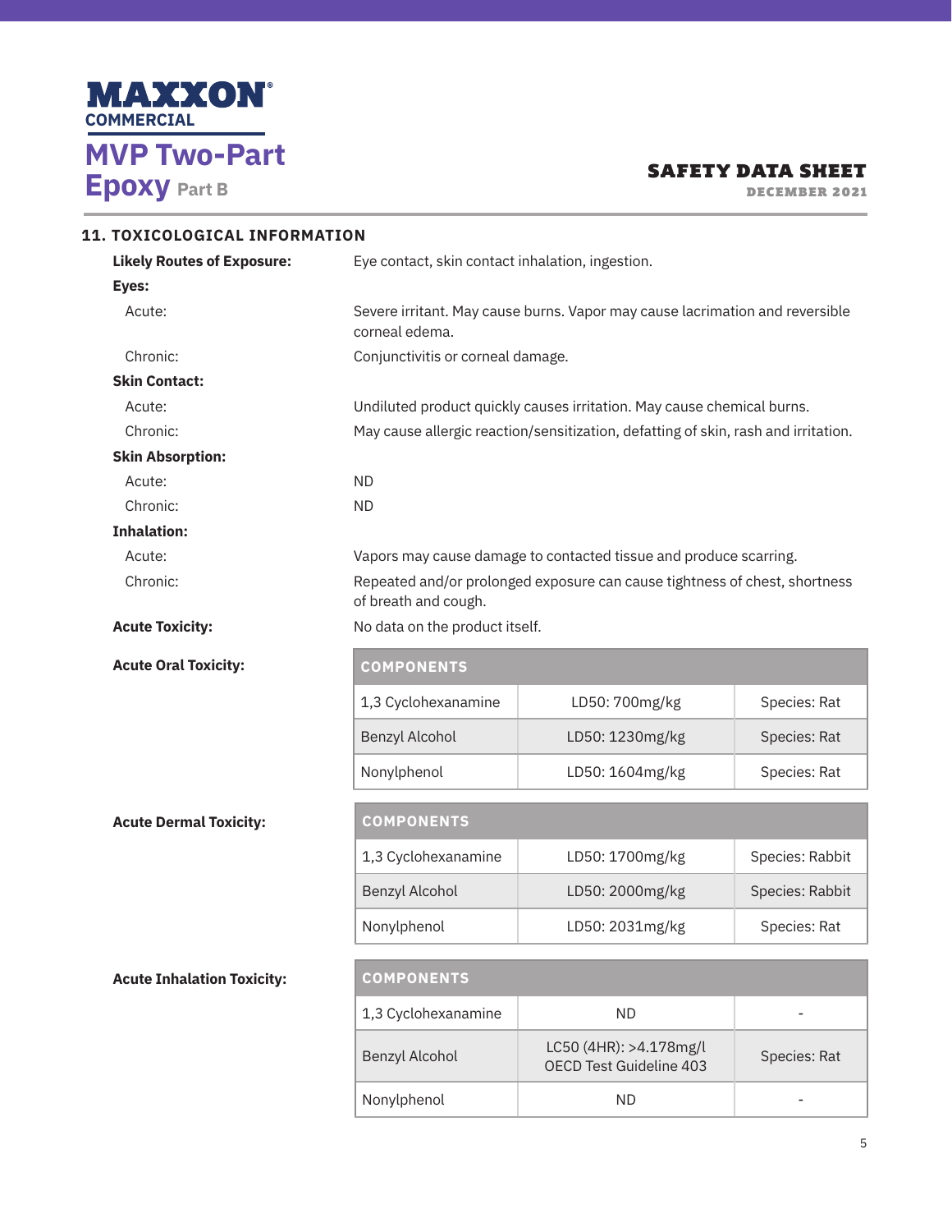## 11. TOXICOLOGICAL INFORMATION

**Likely Routes of Exposure:** Eye contact, skin contact inhalation, ingestion.

**Eyes:**

Acute: Severe irritant. May cause burns. Vapor may cause lacrimation and reversible corneal edema.

Chronic: Conjunctivitis or corneal damage.

**Skin Contact:**

Acute: Undiluted product quickly causes irritation. May cause chemical burns.

Chronic: May cause allergic reaction/sensitization, defatting of skin, rash and irritation.

**Skin Absorption:**

Acute: ND

Chronic: ND

**Inhalation:**

Acute: Vapors may cause damage to contacted tissue and produce scarring.

Chronic: Repeated and/or prolonged exposure can cause tightness of chest, shortness of breath and cough.

**Acute Toxicity:** No data on the product itself.

**Acute Oral Toxicity:**

| COMPONENTS | | |
|---|---|---|
| 1,3 Cyclohexanamine | LD50: 700mg/kg | Species: Rat |
| Benzyl Alcohol | LD50: 1230mg/kg | Species: Rat |
| Nonylphenol | LD50: 1604mg/kg | Species: Rat |

**Acute Dermal Toxicity:**

| COMPONENTS | | |
|---|---|---|
| 1,3 Cyclohexanamine | LD50: 1700mg/kg | Species: Rabbit |
| Benzyl Alcohol | LD50: 2000mg/kg | Species: Rabbit |
| Nonylphenol | LD50: 2031mg/kg | Species: Rat |

**Acute Inhalation Toxicity:**

| COMPONENTS | | |
|---|---|---|
| 1,3 Cyclohexanamine | ND | - |
| Benzyl Alcohol | LC50 (4HR): >4.178mg/l OECD Test Guideline 403 | Species: Rat |
| Nonylphenol | ND | - |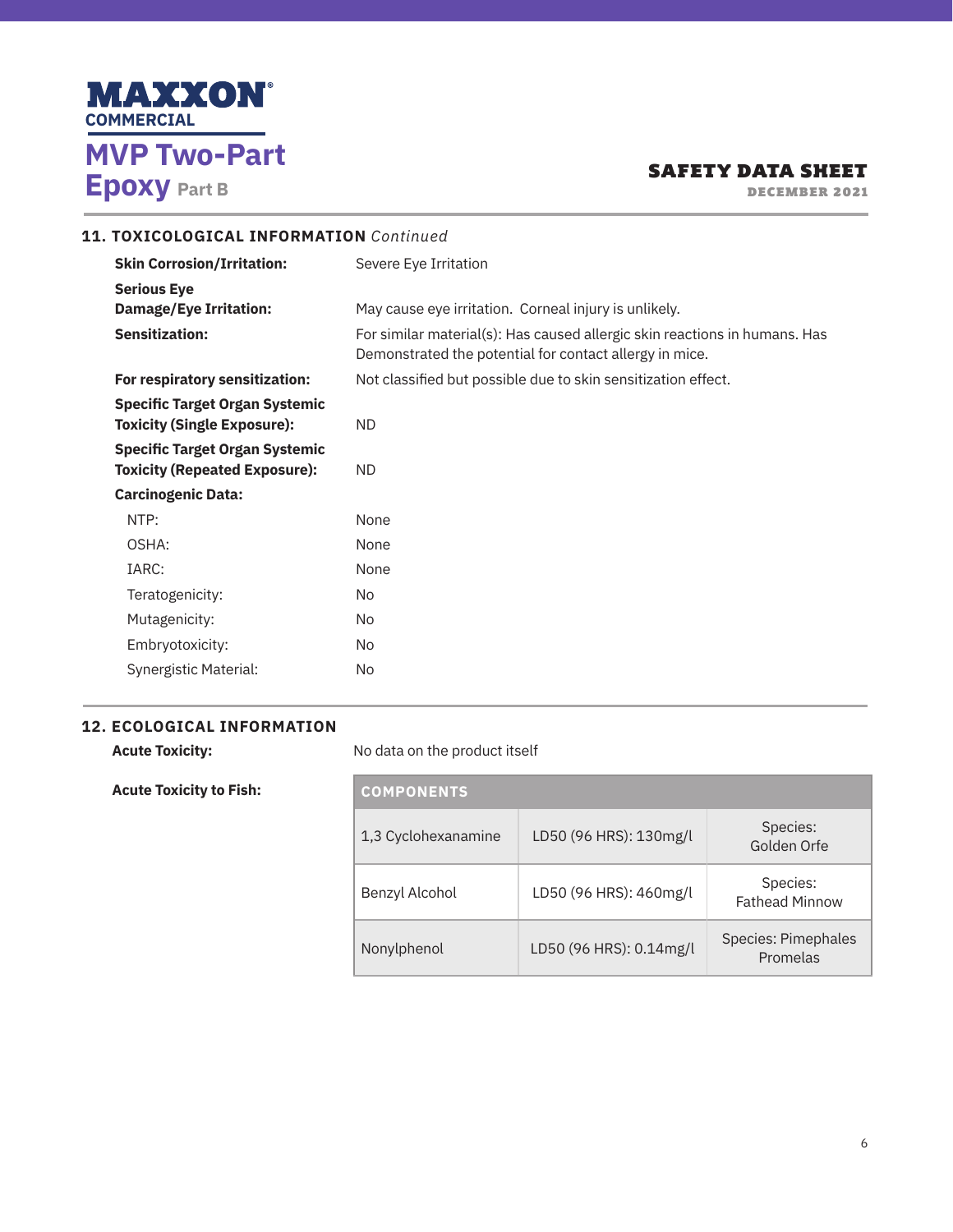## 11. TOXICOLOGICAL INFORMATION *Continued*

| | |
|---|---|
| **Skin Corrosion/Irritation:** | Severe Eye Irritation |
| **Serious Eye Damage/Eye Irritation:** | May cause eye irritation. Corneal injury is unlikely. |
| **Sensitization:** | For similar material(s): Has caused allergic skin reactions in humans. Has Demonstrated the potential for contact allergy in mice. |
| **For respiratory sensitization:** | Not classified but possible due to skin sensitization effect. |
| **Specific Target Organ Systemic Toxicity (Single Exposure):** | ND |
| **Specific Target Organ Systemic Toxicity (Repeated Exposure):** | ND |
| **Carcinogenic Data:** | |
| NTP: | None |
| OSHA: | None |
| IARC: | None |
| Teratogenicity: | No |
| Mutagenicity: | No |
| Embryotoxicity: | No |
| Synergistic Material: | No |

## 12. ECOLOGICAL INFORMATION

**Acute Toxicity:** No data on the product itself

**Acute Toxicity to Fish:**

| COMPONENTS | | |
|---|---|---|
| 1,3 Cyclohexanamine | LD50 (96 HRS): 130mg/l | Species: Golden Orfe |
| Benzyl Alcohol | LD50 (96 HRS): 460mg/l | Species: Fathead Minnow |
| Nonylphenol | LD50 (96 HRS): 0.14mg/l | Species: Pimephales Promelas |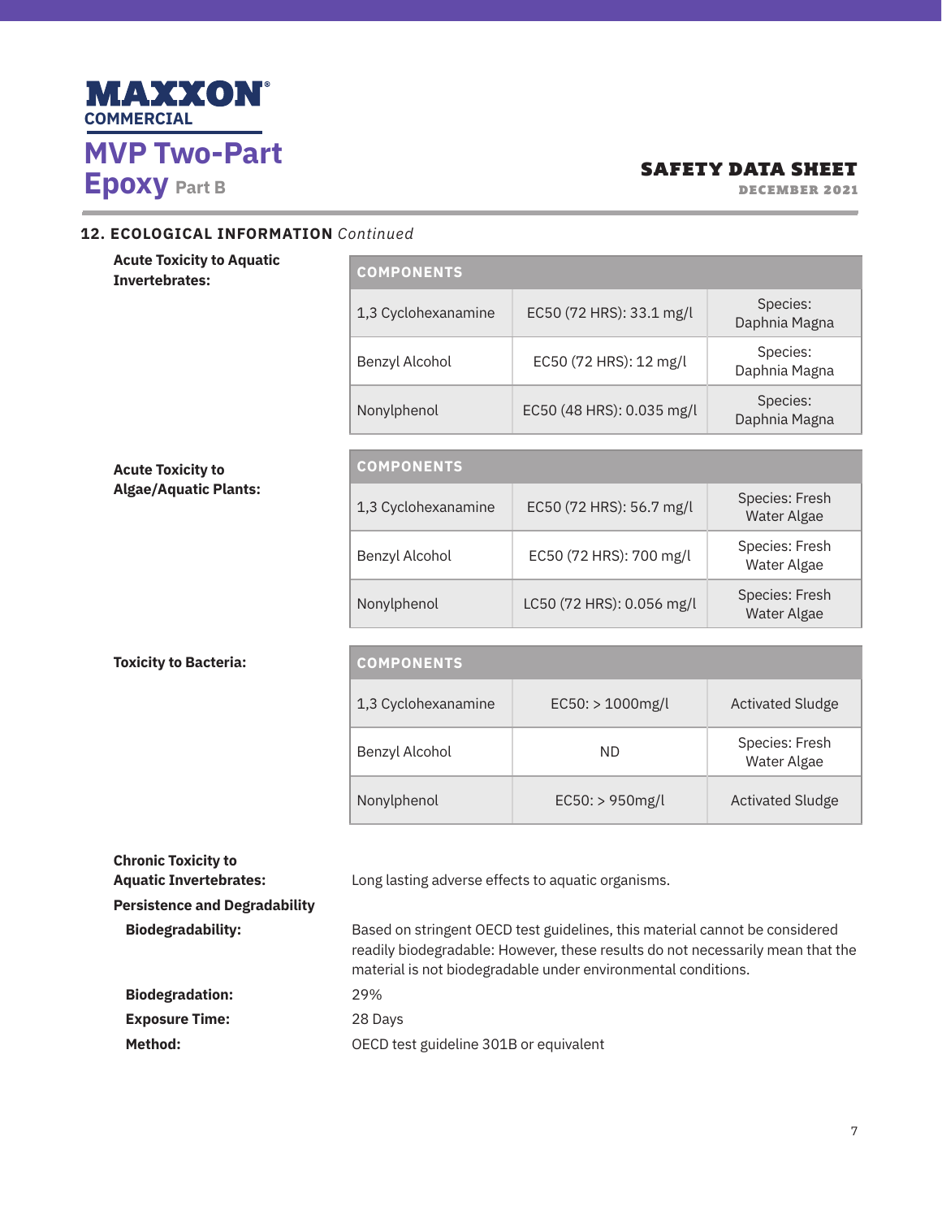## 12. ECOLOGICAL INFORMATION *Continued*

**Acute Toxicity to Aquatic Invertebrates:**

| COMPONENTS | | |
|---|---|---|
| 1,3 Cyclohexanamine | EC50 (72 HRS): 33.1 mg/l | Species: Daphnia Magna |
| Benzyl Alcohol | EC50 (72 HRS): 12 mg/l | Species: Daphnia Magna |
| Nonylphenol | EC50 (48 HRS): 0.035 mg/l | Species: Daphnia Magna |

**Acute Toxicity to Algae/Aquatic Plants:**

| COMPONENTS | | |
|---|---|---|
| 1,3 Cyclohexanamine | EC50 (72 HRS): 56.7 mg/l | Species: Fresh Water Algae |
| Benzyl Alcohol | EC50 (72 HRS): 700 mg/l | Species: Fresh Water Algae |
| Nonylphenol | LC50 (72 HRS): 0.056 mg/l | Species: Fresh Water Algae |

**Toxicity to Bacteria:**

| COMPONENTS | | |
|---|---|---|
| 1,3 Cyclohexanamine | EC50: > 1000mg/l | Activated Sludge |
| Benzyl Alcohol | ND | Species: Fresh Water Algae |
| Nonylphenol | EC50: > 950mg/l | Activated Sludge |

**Chronic Toxicity to Aquatic Invertebrates:** Long lasting adverse effects to aquatic organisms.

**Persistence and Degradability**

**Biodegradability:** Based on stringent OECD test guidelines, this material cannot be considered readily biodegradable: However, these results do not necessarily mean that the material is not biodegradable under environmental conditions.

**Biodegradation:** 29%

**Exposure Time:** 28 Days

**Method:** OECD test guideline 301B or equivalent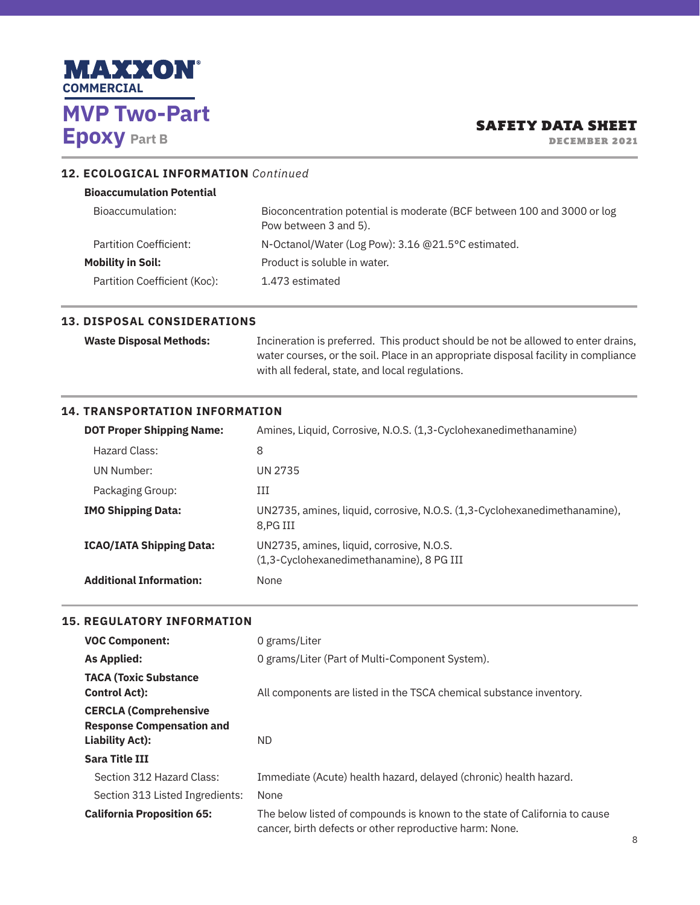## 12. ECOLOGICAL INFORMATION *Continued*

**Bioaccumulation Potential**

| | |
|---|---|
| Bioaccumulation: | Bioconcentration potential is moderate (BCF between 100 and 3000 or log Pow between 3 and 5). |
| Partition Coefficient: | N-Octanol/Water (Log Pow): 3.16 @21.5°C estimated. |
| **Mobility in Soil:** | Product is soluble in water. |
| Partition Coefficient (Koc): | 1.473 estimated |

## 13. DISPOSAL CONSIDERATIONS

| | |
|---|---|
| **Waste Disposal Methods:** | Incineration is preferred. This product should be not be allowed to enter drains, water courses, or the soil. Place in an appropriate disposal facility in compliance with all federal, state, and local regulations. |

## 14. TRANSPORTATION INFORMATION

| | |
|---|---|
| **DOT Proper Shipping Name:** | Amines, Liquid, Corrosive, N.O.S. (1,3-Cyclohexanedimethanamine) |
| Hazard Class: | 8 |
| UN Number: | UN 2735 |
| Packaging Group: | III |
| **IMO Shipping Data:** | UN2735, amines, liquid, corrosive, N.O.S. (1,3-Cyclohexanedimethanamine), 8,PG III |
| **ICAO/IATA Shipping Data:** | UN2735, amines, liquid, corrosive, N.O.S. (1,3-Cyclohexanedimethanamine), 8 PG III |
| **Additional Information:** | None |

## 15. REGULATORY INFORMATION

| | |
|---|---|
| **VOC Component:** | 0 grams/Liter |
| **As Applied:** | 0 grams/Liter (Part of Multi-Component System). |
| **TACA (Toxic Substance Control Act):** | All components are listed in the TSCA chemical substance inventory. |
| **CERCLA (Comprehensive Response Compensation and Liability Act):** | ND |
| **Sara Title III** | |
| Section 312 Hazard Class: | Immediate (Acute) health hazard, delayed (chronic) health hazard. |
| Section 313 Listed Ingredients: | None |
| **California Proposition 65:** | The below listed of compounds is known to the state of California to cause cancer, birth defects or other reproductive harm: None. |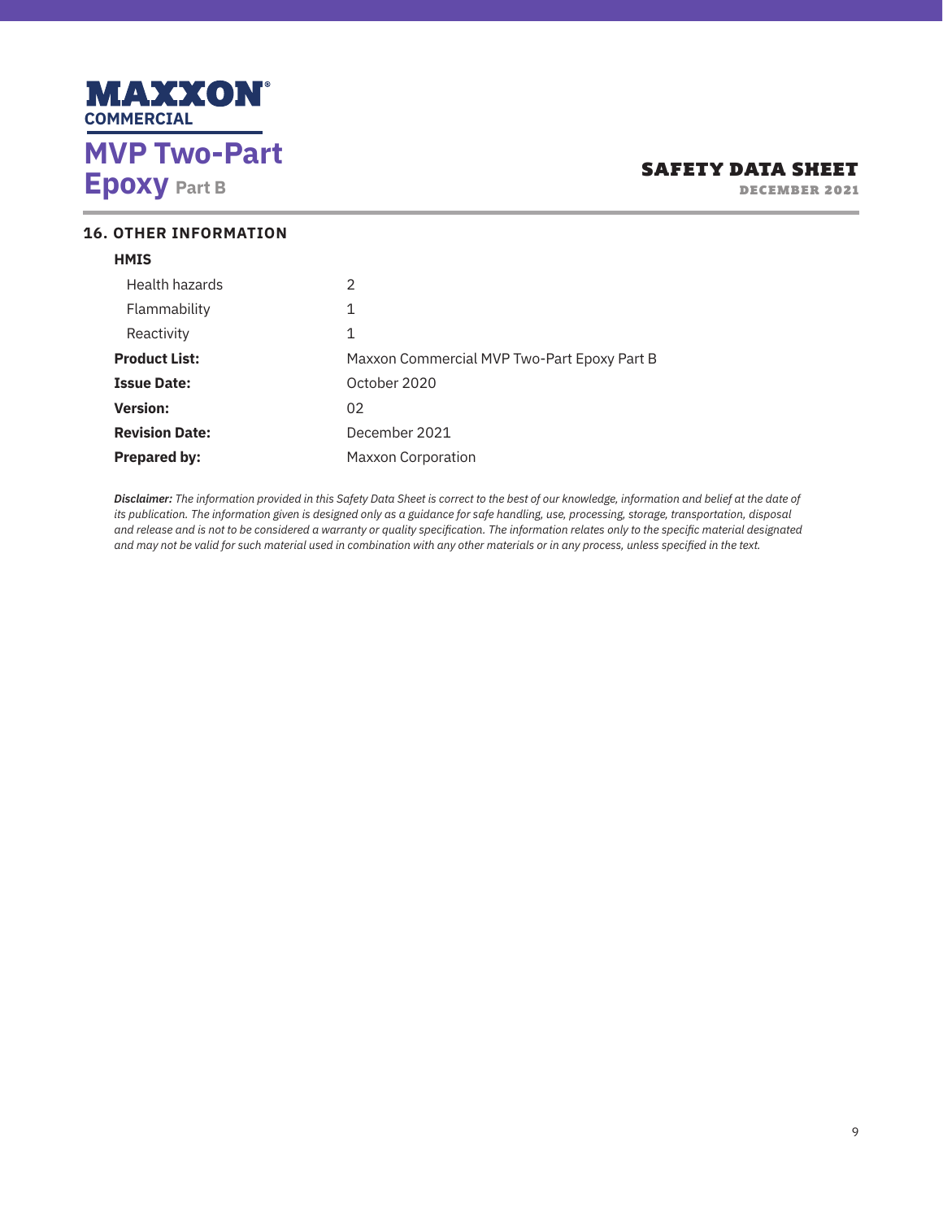## 16. OTHER INFORMATION

**HMIS**

| | |
|---|---|
| Health hazards | 2 |
| Flammability | 1 |
| Reactivity | 1 |
| **Product List:** | Maxxon Commercial MVP Two-Part Epoxy Part B |
| **Issue Date:** | October 2020 |
| **Version:** | 02 |
| **Revision Date:** | December 2021 |
| **Prepared by:** | Maxxon Corporation |

***Disclaimer:*** *The information provided in this Safety Data Sheet is correct to the best of our knowledge, information and belief at the date of its publication. The information given is designed only as a guidance for safe handling, use, processing, storage, transportation, disposal and release and is not to be considered a warranty or quality specification. The information relates only to the specific material designated and may not be valid for such material used in combination with any other materials or in any process, unless specified in the text.*